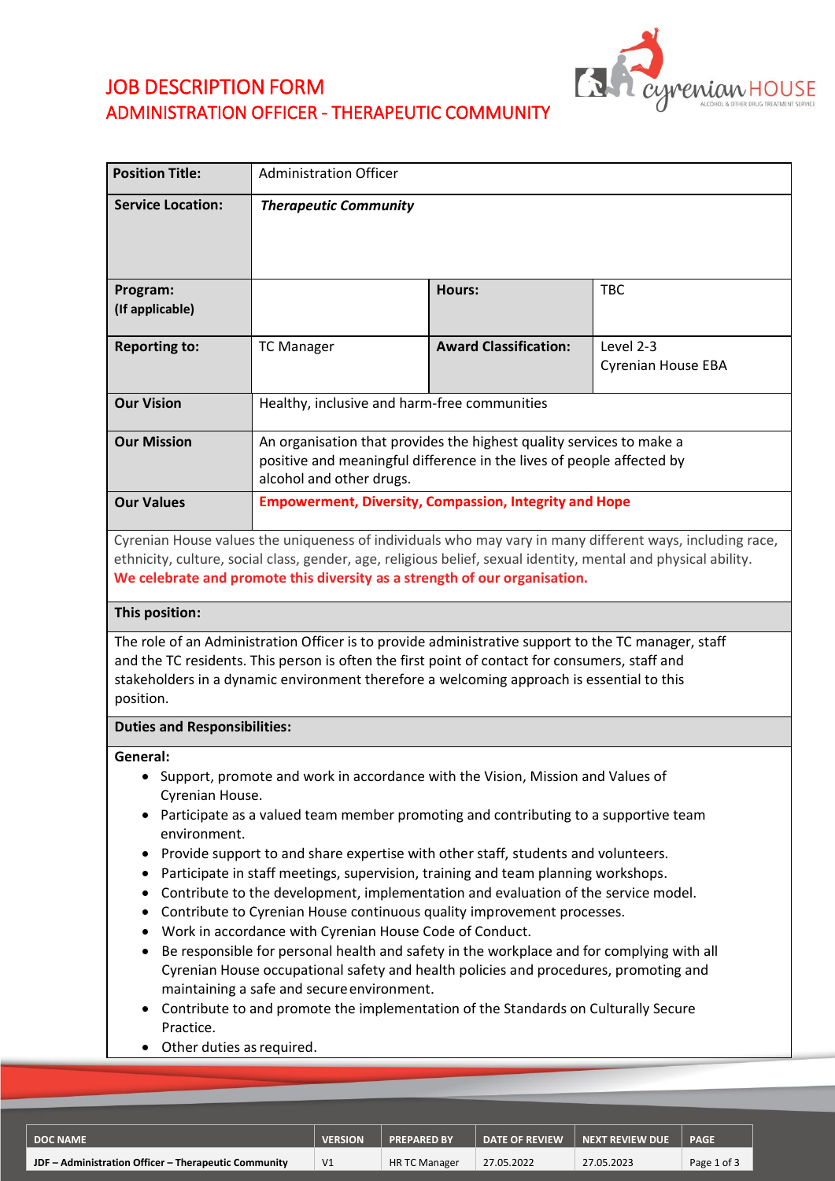# JOB DESCRIPTION FORM
## ADMINISTRATION OFFICER - THERAPEUTIC COMMUNITY

| **Position Title:** | Administration Officer | | |
|---|---|---|---|
| **Service Location:** | ***Therapeutic Community*** | | |
| **Program: (If applicable)** | | **Hours:** | TBC |
| **Reporting to:** | TC Manager | **Award Classification:** | Level 2-3 Cyrenian House EBA |
| **Our Vision** | Healthy, inclusive and harm-free communities | | |
| **Our Mission** | An organisation that provides the highest quality services to make a positive and meaningful difference in the lives of people affected by alcohol and other drugs. | | |
| **Our Values** | **Empowerment, Diversity, Compassion, Integrity and Hope** | | |

Cyrenian House values the uniqueness of individuals who may vary in many different ways, including race, ethnicity, culture, social class, gender, age, religious belief, sexual identity, mental and physical ability. **We celebrate and promote this diversity as a strength of our organisation.**

### This position:

The role of an Administration Officer is to provide administrative support to the TC manager, staff and the TC residents. This person is often the first point of contact for consumers, staff and stakeholders in a dynamic environment therefore a welcoming approach is essential to this position.

### Duties and Responsibilities:

**General:**

- Support, promote and work in accordance with the Vision, Mission and Values of Cyrenian House.
- Participate as a valued team member promoting and contributing to a supportive team environment.
- Provide support to and share expertise with other staff, students and volunteers.
- Participate in staff meetings, supervision, training and team planning workshops.
- Contribute to the development, implementation and evaluation of the service model.
- Contribute to Cyrenian House continuous quality improvement processes.
- Work in accordance with Cyrenian House Code of Conduct.
- Be responsible for personal health and safety in the workplace and for complying with all Cyrenian House occupational safety and health policies and procedures, promoting and maintaining a safe and secure environment.
- Contribute to and promote the implementation of the Standards on Culturally Secure Practice.
- Other duties as required.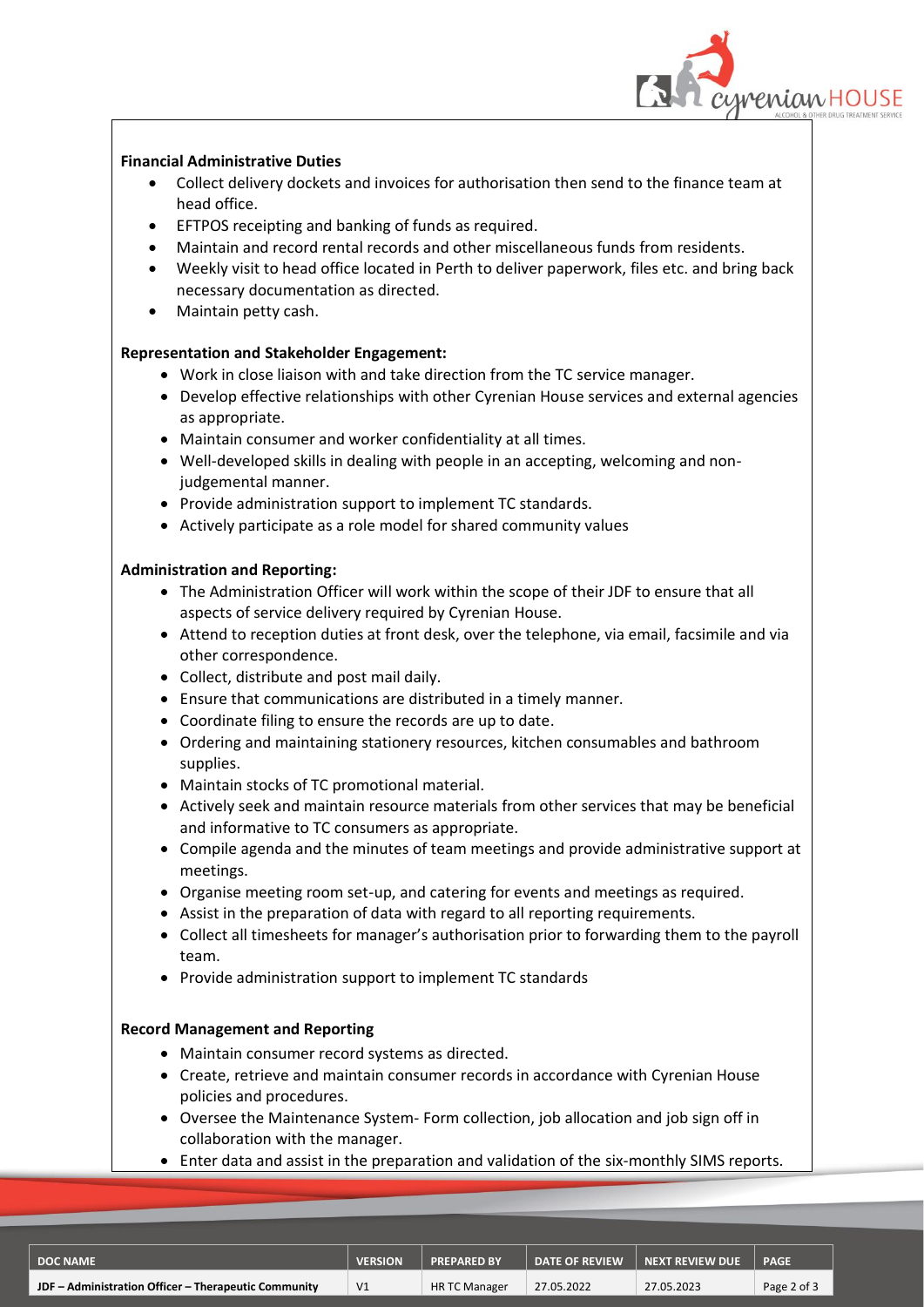**Financial Administrative Duties**

- Collect delivery dockets and invoices for authorisation then send to the finance team at head office.
- EFTPOS receipting and banking of funds as required.
- Maintain and record rental records and other miscellaneous funds from residents.
- Weekly visit to head office located in Perth to deliver paperwork, files etc. and bring back necessary documentation as directed.
- Maintain petty cash.

**Representation and Stakeholder Engagement:**

- Work in close liaison with and take direction from the TC service manager.
- Develop effective relationships with other Cyrenian House services and external agencies as appropriate.
- Maintain consumer and worker confidentiality at all times.
- Well-developed skills in dealing with people in an accepting, welcoming and non-judgemental manner.
- Provide administration support to implement TC standards.
- Actively participate as a role model for shared community values

**Administration and Reporting:**

- The Administration Officer will work within the scope of their JDF to ensure that all aspects of service delivery required by Cyrenian House.
- Attend to reception duties at front desk, over the telephone, via email, facsimile and via other correspondence.
- Collect, distribute and post mail daily.
- Ensure that communications are distributed in a timely manner.
- Coordinate filing to ensure the records are up to date.
- Ordering and maintaining stationery resources, kitchen consumables and bathroom supplies.
- Maintain stocks of TC promotional material.
- Actively seek and maintain resource materials from other services that may be beneficial and informative to TC consumers as appropriate.
- Compile agenda and the minutes of team meetings and provide administrative support at meetings.
- Organise meeting room set-up, and catering for events and meetings as required.
- Assist in the preparation of data with regard to all reporting requirements.
- Collect all timesheets for manager's authorisation prior to forwarding them to the payroll team.
- Provide administration support to implement TC standards

**Record Management and Reporting**

- Maintain consumer record systems as directed.
- Create, retrieve and maintain consumer records in accordance with Cyrenian House policies and procedures.
- Oversee the Maintenance System- Form collection, job allocation and job sign off in collaboration with the manager.
- Enter data and assist in the preparation and validation of the six-monthly SIMS reports.

| DOC NAME | VERSION | PREPARED BY | DATE OF REVIEW | NEXT REVIEW DUE | PAGE |
|---|---|---|---|---|---|
| JDF – Administration Officer – Therapeutic Community | V1 | HR TC Manager | 27.05.2022 | 27.05.2023 | Page 2 of 3 |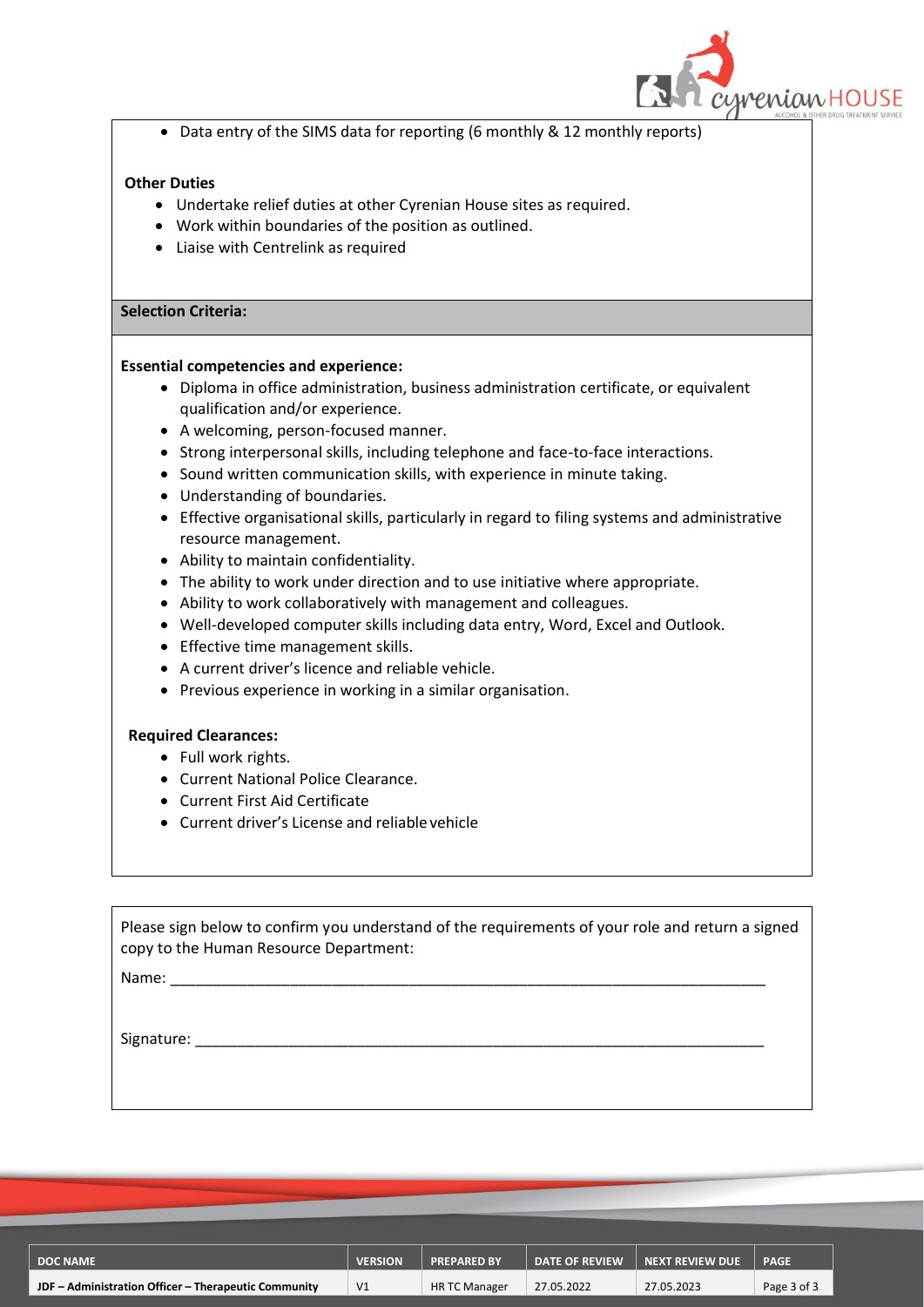- Data entry of the SIMS data for reporting (6 monthly & 12 monthly reports)

**Other Duties**

- Undertake relief duties at other Cyrenian House sites as required.
- Work within boundaries of the position as outlined.
- Liaise with Centrelink as required

**Selection Criteria:**

**Essential competencies and experience:**

- Diploma in office administration, business administration certificate, or equivalent qualification and/or experience.
- A welcoming, person-focused manner.
- Strong interpersonal skills, including telephone and face-to-face interactions.
- Sound written communication skills, with experience in minute taking.
- Understanding of boundaries.
- Effective organisational skills, particularly in regard to filing systems and administrative resource management.
- Ability to maintain confidentiality.
- The ability to work under direction and to use initiative where appropriate.
- Ability to work collaboratively with management and colleagues.
- Well-developed computer skills including data entry, Word, Excel and Outlook.
- Effective time management skills.
- A current driver's licence and reliable vehicle.
- Previous experience in working in a similar organisation.

**Required Clearances:**

- Full work rights.
- Current National Police Clearance.
- Current First Aid Certificate
- Current driver's License and reliable vehicle

Please sign below to confirm you understand of the requirements of your role and return a signed copy to the Human Resource Department:

Name: ______________________________________________________________________

Signature: __________________________________________________________________

| DOC NAME | VERSION | PREPARED BY | DATE OF REVIEW | NEXT REVIEW DUE | PAGE |
|---|---|---|---|---|---|
| JDF – Administration Officer – Therapeutic Community | V1 | HR TC Manager | 27.05.2022 | 27.05.2023 | Page 3 of 3 |